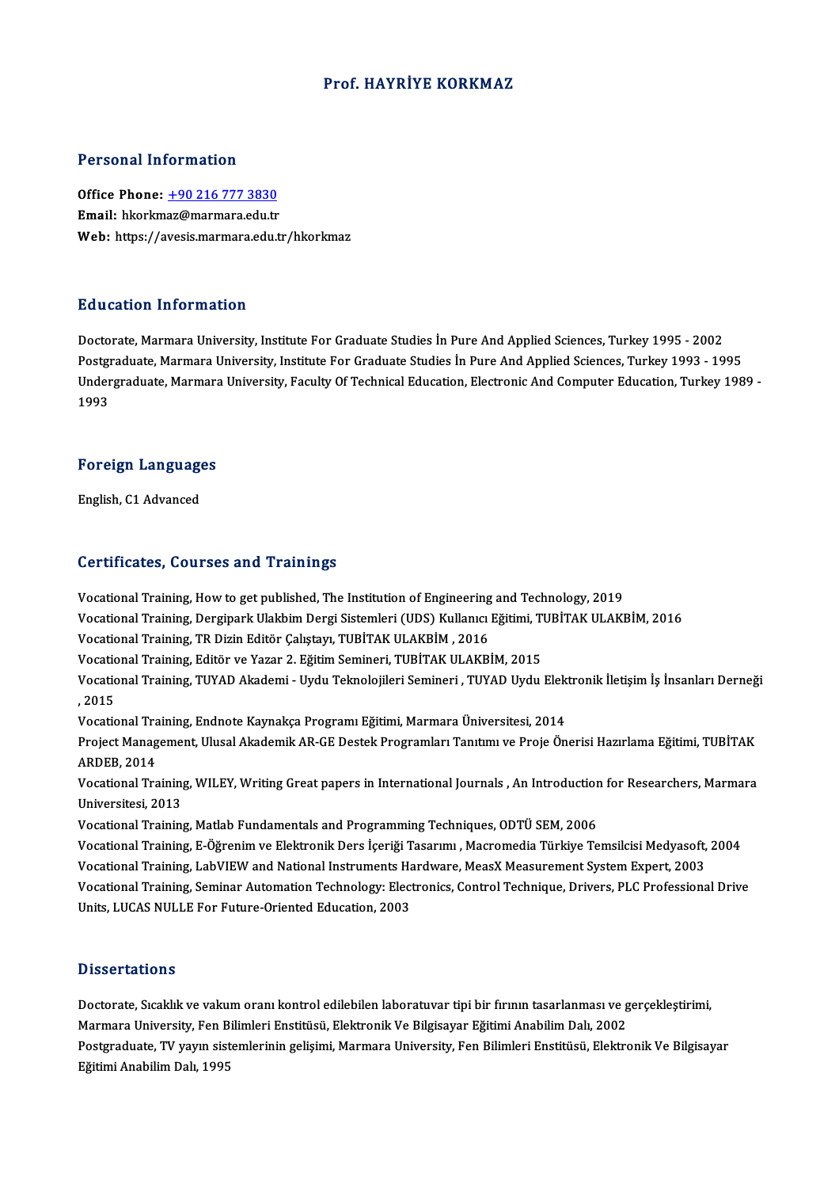# Prof. HAYRİYE KORKMAZ

## Personal Information

**Office Phone:** +90 216 777 3830
**Email:** hkorkmaz@marmara.edu.tr
**Web:** https://avesis.marmara.edu.tr/hkorkmaz

## Education Information

Doctorate, Marmara University, Institute For Graduate Studies İn Pure And Applied Sciences, Turkey 1995 - 2002
Postgraduate, Marmara University, Institute For Graduate Studies İn Pure And Applied Sciences, Turkey 1993 - 1995
Undergraduate, Marmara University, Faculty Of Technical Education, Electronic And Computer Education, Turkey 1989 - 1993

## Foreign Languages

English, C1 Advanced

## Certificates, Courses and Trainings

Vocational Training, How to get published, The Institution of Engineering and Technology, 2019
Vocational Training, Dergipark Ulakbim Dergi Sistemleri (UDS) Kullanıcı Eğitimi, TUBİTAK ULAKBİM, 2016
Vocational Training, TR Dizin Editör Çalıştayı, TUBİTAK ULAKBİM , 2016
Vocational Training, Editör ve Yazar 2. Eğitim Semineri, TUBİTAK ULAKBİM, 2015
Vocational Training, TUYAD Akademi - Uydu Teknolojileri Semineri , TUYAD Uydu Elektronik İletişim İş İnsanları Derneği , 2015
Vocational Training, Endnote Kaynakça Programı Eğitimi, Marmara Üniversitesi, 2014
Project Management, Ulusal Akademik AR-GE Destek Programları Tanıtımı ve Proje Önerisi Hazırlama Eğitimi, TUBİTAK ARDEB, 2014
Vocational Training, WILEY, Writing Great papers in International Journals , An Introduction for Researchers, Marmara Universitesi, 2013
Vocational Training, Matlab Fundamentals and Programming Techniques, ODTÜ SEM, 2006
Vocational Training, E-Öğrenim ve Elektronik Ders İçeriği Tasarımı , Macromedia Türkiye Temsilcisi Medyasoft, 2004
Vocational Training, LabVIEW and National Instruments Hardware, MeasX Measurement System Expert, 2003
Vocational Training, Seminar Automation Technology: Electronics, Control Technique, Drivers, PLC Professional Drive Units, LUCAS NULLE For Future-Oriented Education, 2003

## Dissertations

Doctorate, Sıcaklık ve vakum oranı kontrol edilebilen laboratuvar tipi bir fırının tasarlanması ve gerçekleştirimi, Marmara University, Fen Bilimleri Enstitüsü, Elektronik Ve Bilgisayar Eğitimi Anabilim Dalı, 2002
Postgraduate, TV yayın sistemlerinin gelişimi, Marmara University, Fen Bilimleri Enstitüsü, Elektronik Ve Bilgisayar Eğitimi Anabilim Dalı, 1995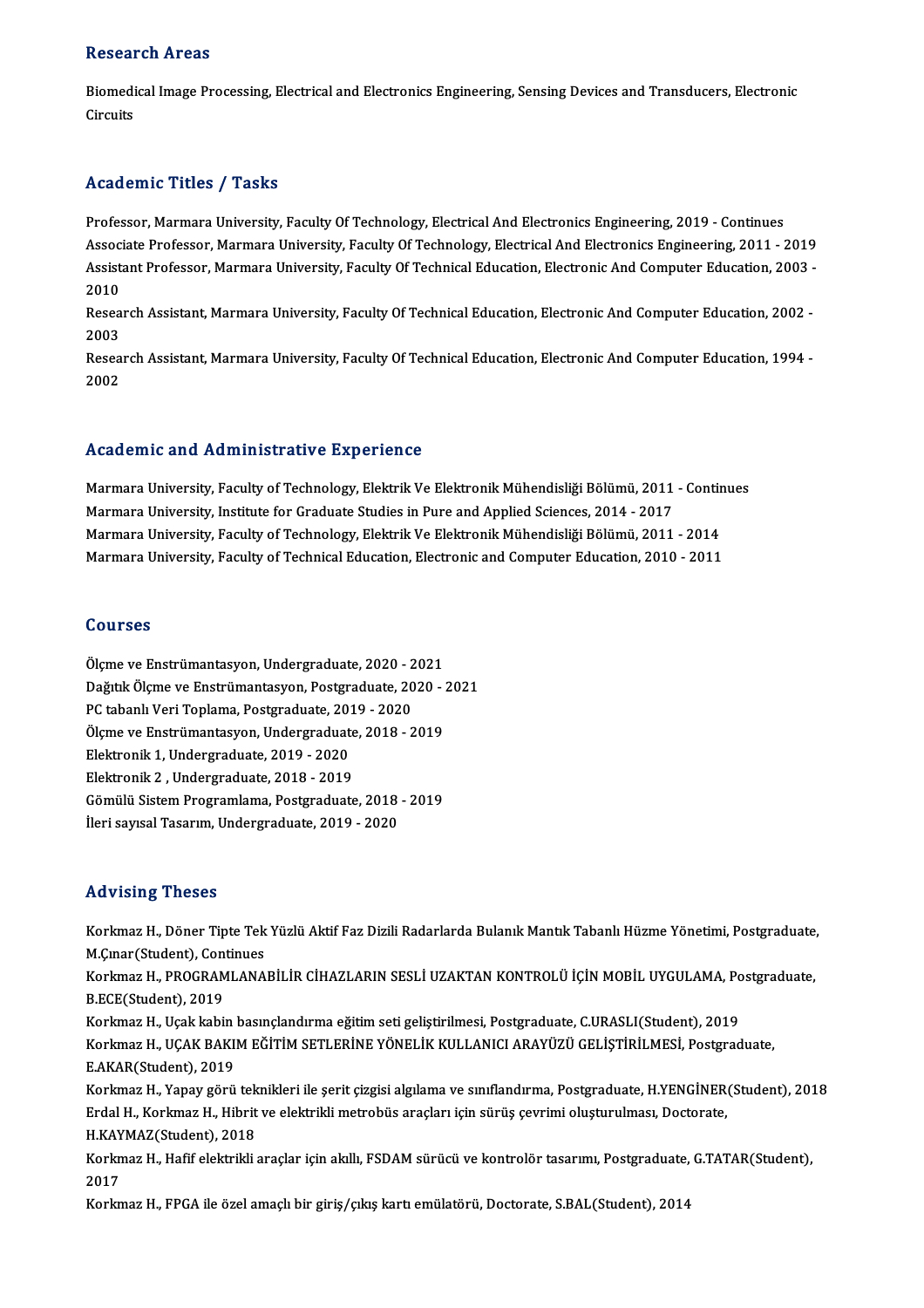## Research Areas

Biomedical Image Processing, Electrical and Electronics Engineering, Sensing Devices and Transducers, Electronic Circuits

## Academic Titles / Tasks

Professor, Marmara University, Faculty Of Technology, Electrical And Electronics Engineering, 2019 - Continues
Associate Professor, Marmara University, Faculty Of Technology, Electrical And Electronics Engineering, 2011 - 2019
Assistant Professor, Marmara University, Faculty Of Technical Education, Electronic And Computer Education, 2003 - 2010
Research Assistant, Marmara University, Faculty Of Technical Education, Electronic And Computer Education, 2002 - 2003
Research Assistant, Marmara University, Faculty Of Technical Education, Electronic And Computer Education, 1994 - 2002

## Academic and Administrative Experience

Marmara University, Faculty of Technology, Elektrik Ve Elektronik Mühendisliği Bölümü, 2011 - Continues
Marmara University, Institute for Graduate Studies in Pure and Applied Sciences, 2014 - 2017
Marmara University, Faculty of Technology, Elektrik Ve Elektronik Mühendisliği Bölümü, 2011 - 2014
Marmara University, Faculty of Technical Education, Electronic and Computer Education, 2010 - 2011

## Courses

Ölçme ve Enstrümantasyon, Undergraduate, 2020 - 2021
Dağıtık Ölçme ve Enstrümantasyon, Postgraduate, 2020 - 2021
PC tabanlı Veri Toplama, Postgraduate, 2019 - 2020
Ölçme ve Enstrümantasyon, Undergraduate, 2018 - 2019
Elektronik 1, Undergraduate, 2019 - 2020
Elektronik 2 , Undergraduate, 2018 - 2019
Gömülü Sistem Programlama, Postgraduate, 2018 - 2019
İleri sayısal Tasarım, Undergraduate, 2019 - 2020

## Advising Theses

Korkmaz H., Döner Tipte Tek Yüzlü Aktif Faz Dizili Radarlarda Bulanık Mantık Tabanlı Hüzme Yönetimi, Postgraduate, M.Çınar(Student), Continues
Korkmaz H., PROGRAMLANABİLİR CİHAZLARIN SESLİ UZAKTAN KONTROLÜ İÇİN MOBİL UYGULAMA, Postgraduate, B.ECE(Student), 2019
Korkmaz H., Uçak kabin basınçlandırma eğitim seti geliştirilmesi, Postgraduate, C.URASLI(Student), 2019
Korkmaz H., UÇAK BAKIM EĞİTİM SETLERİNE YÖNELİK KULLANICI ARAYÜZÜ GELİŞTİRİLMESİ, Postgraduate, E.AKAR(Student), 2019
Korkmaz H., Yapay görü teknikleri ile şerit çizgisi algılama ve sınıflandırma, Postgraduate, H.YENGİNER(Student), 2018
Erdal H., Korkmaz H., Hibrit ve elektrikli metrobüs araçları için sürüş çevrimi oluşturulması, Doctorate, H.KAYMAZ(Student), 2018
Korkmaz H., Hafif elektrikli araçlar için akıllı, FSDAM sürücü ve kontrolör tasarımı, Postgraduate, G.TATAR(Student), 2017
Korkmaz H., FPGA ile özel amaçlı bir giriş/çıkış kartı emülatörü, Doctorate, S.BAL(Student), 2014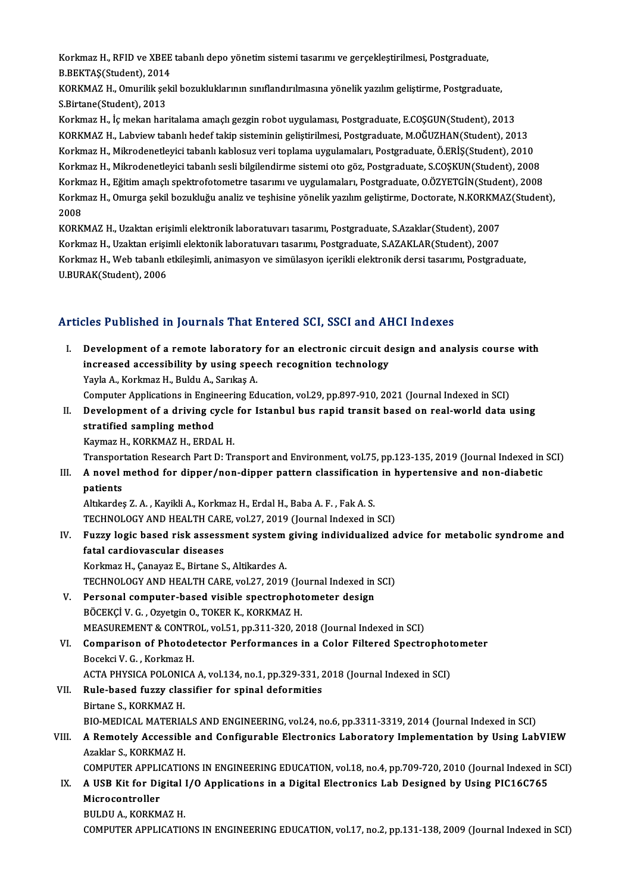Korkmaz H., RFID ve XBEE tabanlı depo yönetim sistemi tasarımı ve gerçekleştirilmesi, Postgraduate, B.BEKTAŞ(Student), 2014

KORKMAZ H., Omurilik şekil bozukluklarının sınıflandırılmasına yönelik yazılım geliştirme, Postgraduate, S.Birtane(Student), 2013

Korkmaz H., İç mekan haritalama amaçlı gezgin robot uygulaması, Postgraduate, E.COŞGUN(Student), 2013

KORKMAZ H., Labview tabanlı hedef takip sisteminin geliştirilmesi, Postgraduate, M.OĞUZHAN(Student), 2013

Korkmaz H., Mikrodenetleyici tabanlı kablosuz veri toplama uygulamaları, Postgraduate, Ö.ERİŞ(Student), 2010

Korkmaz H., Mikrodenetleyici tabanlı sesli bilgilendirme sistemi oto göz, Postgraduate, S.COŞKUN(Student), 2008

Korkmaz H., Eğitim amaçlı spektrofotometre tasarımı ve uygulamaları, Postgraduate, O.ÖZYETGİN(Student), 2008

Korkmaz H., Omurga şekil bozukluğu analiz ve teşhisine yönelik yazılım geliştirme, Doctorate, N.KORKMAZ(Student), 2008

KORKMAZ H., Uzaktan erişimli elektronik laboratuvarı tasarımı, Postgraduate, S.Azaklar(Student), 2007

Korkmaz H., Uzaktan erişimli elektonik laboratuvarı tasarımı, Postgraduate, S.AZAKLAR(Student), 2007

Korkmaz H., Web tabanlı etkileşimli, animasyon ve simülasyon içerikli elektronik dersi tasarımı, Postgraduate, U.BURAK(Student), 2006

## Articles Published in Journals That Entered SCI, SSCI and AHCI Indexes

I. **Development of a remote laboratory for an electronic circuit design and analysis course with increased accessibility by using speech recognition technology**
Yayla A., Korkmaz H., Buldu A., Sarıkaş A.
Computer Applications in Engineering Education, vol.29, pp.897-910, 2021 (Journal Indexed in SCI)

II. **Development of a driving cycle for Istanbul bus rapid transit based on real-world data using stratified sampling method**
Kaymaz H., KORKMAZ H., ERDAL H.
Transportation Research Part D: Transport and Environment, vol.75, pp.123-135, 2019 (Journal Indexed in SCI)

III. **A novel method for dipper/non-dipper pattern classification in hypertensive and non-diabetic patients**
Altıkardeş Z. A. , Kayikli A., Korkmaz H., Erdal H., Baba A. F. , Fak A. S.
TECHNOLOGY AND HEALTH CARE, vol.27, 2019 (Journal Indexed in SCI)

IV. **Fuzzy logic based risk assessment system giving individualized advice for metabolic syndrome and fatal cardiovascular diseases**
Korkmaz H., Çanayaz E., Birtane S., Altikardes A.
TECHNOLOGY AND HEALTH CARE, vol.27, 2019 (Journal Indexed in SCI)

V. **Personal computer-based visible spectrophotometer design**
BÖCEKÇİ V. G. , Ozyetgin O., TOKER K., KORKMAZ H.
MEASUREMENT & CONTROL, vol.51, pp.311-320, 2018 (Journal Indexed in SCI)

VI. **Comparison of Photodetector Performances in a Color Filtered Spectrophotometer**
Bocekci V. G. , Korkmaz H.
ACTA PHYSICA POLONICA A, vol.134, no.1, pp.329-331, 2018 (Journal Indexed in SCI)

VII. **Rule-based fuzzy classifier for spinal deformities**
Birtane S., KORKMAZ H.
BIO-MEDICAL MATERIALS AND ENGINEERING, vol.24, no.6, pp.3311-3319, 2014 (Journal Indexed in SCI)

VIII. **A Remotely Accessible and Configurable Electronics Laboratory Implementation by Using LabVIEW**
Azaklar S., KORKMAZ H.
COMPUTER APPLICATIONS IN ENGINEERING EDUCATION, vol.18, no.4, pp.709-720, 2010 (Journal Indexed in SCI)

IX. **A USB Kit for Digital I/O Applications in a Digital Electronics Lab Designed by Using PIC16C765 Microcontroller**
BULDU A., KORKMAZ H.
COMPUTER APPLICATIONS IN ENGINEERING EDUCATION, vol.17, no.2, pp.131-138, 2009 (Journal Indexed in SCI)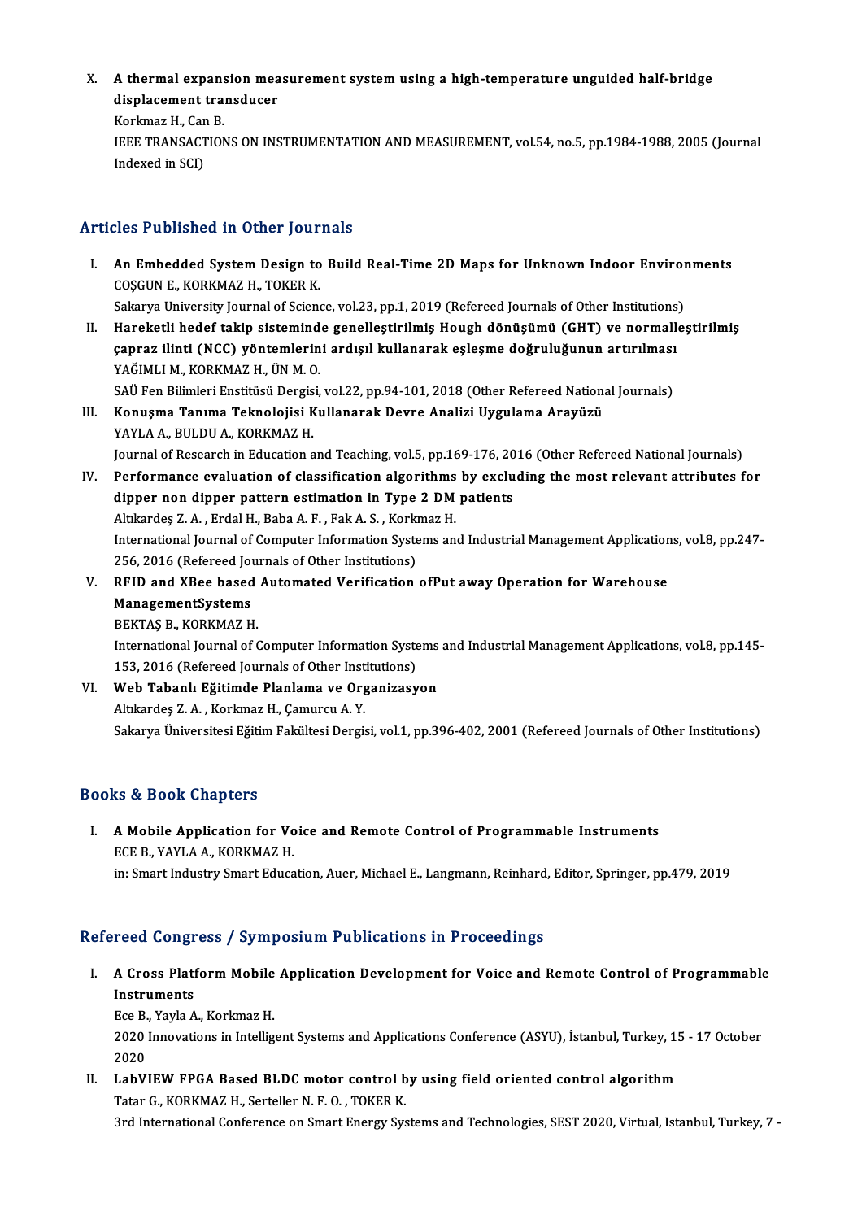X. **A thermal expansion measurement system using a high-temperature unguided half-bridge displacement transducer**
Korkmaz H., Can B.
IEEE TRANSACTIONS ON INSTRUMENTATION AND MEASUREMENT, vol.54, no.5, pp.1984-1988, 2005 (Journal Indexed in SCI)

## Articles Published in Other Journals

I. **An Embedded System Design to Build Real-Time 2D Maps for Unknown Indoor Environments**
COŞGUN E., KORKMAZ H., TOKER K.
Sakarya University Journal of Science, vol.23, pp.1, 2019 (Refereed Journals of Other Institutions)

II. **Hareketli hedef takip sisteminde genelleştirilmiş Hough dönüşümü (GHT) ve normalleştirilmiş çapraz ilinti (NCC) yöntemlerini ardışıl kullanarak eşleşme doğruluğunun artırılması**
YAĞIMLI M., KORKMAZ H., ÜN M. O.
SAÜ Fen Bilimleri Enstitüsü Dergisi, vol.22, pp.94-101, 2018 (Other Refereed National Journals)

III. **Konuşma Tanıma Teknolojisi Kullanarak Devre Analizi Uygulama Arayüzü**
YAYLA A., BULDU A., KORKMAZ H.
Journal of Research in Education and Teaching, vol.5, pp.169-176, 2016 (Other Refereed National Journals)

IV. **Performance evaluation of classification algorithms by excluding the most relevant attributes for dipper non dipper pattern estimation in Type 2 DM patients**
Altıkardeş Z. A. , Erdal H., Baba A. F. , Fak A. S. , Korkmaz H.
International Journal of Computer Information Systems and Industrial Management Applications, vol.8, pp.247-256, 2016 (Refereed Journals of Other Institutions)

V. **RFID and XBee based Automated Verification ofPut away Operation for Warehouse ManagementSystems**
BEKTAŞ B., KORKMAZ H.
International Journal of Computer Information Systems and Industrial Management Applications, vol.8, pp.145-153, 2016 (Refereed Journals of Other Institutions)

VI. **Web Tabanlı Eğitimde Planlama ve Organizasyon**
Altıkardeş Z. A. , Korkmaz H., Çamurcu A. Y.
Sakarya Üniversitesi Eğitim Fakültesi Dergisi, vol.1, pp.396-402, 2001 (Refereed Journals of Other Institutions)

## Books & Book Chapters

I. **A Mobile Application for Voice and Remote Control of Programmable Instruments**
ECE B., YAYLA A., KORKMAZ H.
in: Smart Industry Smart Education, Auer, Michael E., Langmann, Reinhard, Editor, Springer, pp.479, 2019

## Refereed Congress / Symposium Publications in Proceedings

I. **A Cross Platform Mobile Application Development for Voice and Remote Control of Programmable Instruments**
Ece B., Yayla A., Korkmaz H.
2020 Innovations in Intelligent Systems and Applications Conference (ASYU), İstanbul, Turkey, 15 - 17 October 2020

II. **LabVIEW FPGA Based BLDC motor control by using field oriented control algorithm**
Tatar G., KORKMAZ H., Serteller N. F. O. , TOKER K.
3rd International Conference on Smart Energy Systems and Technologies, SEST 2020, Virtual, Istanbul, Turkey, 7 -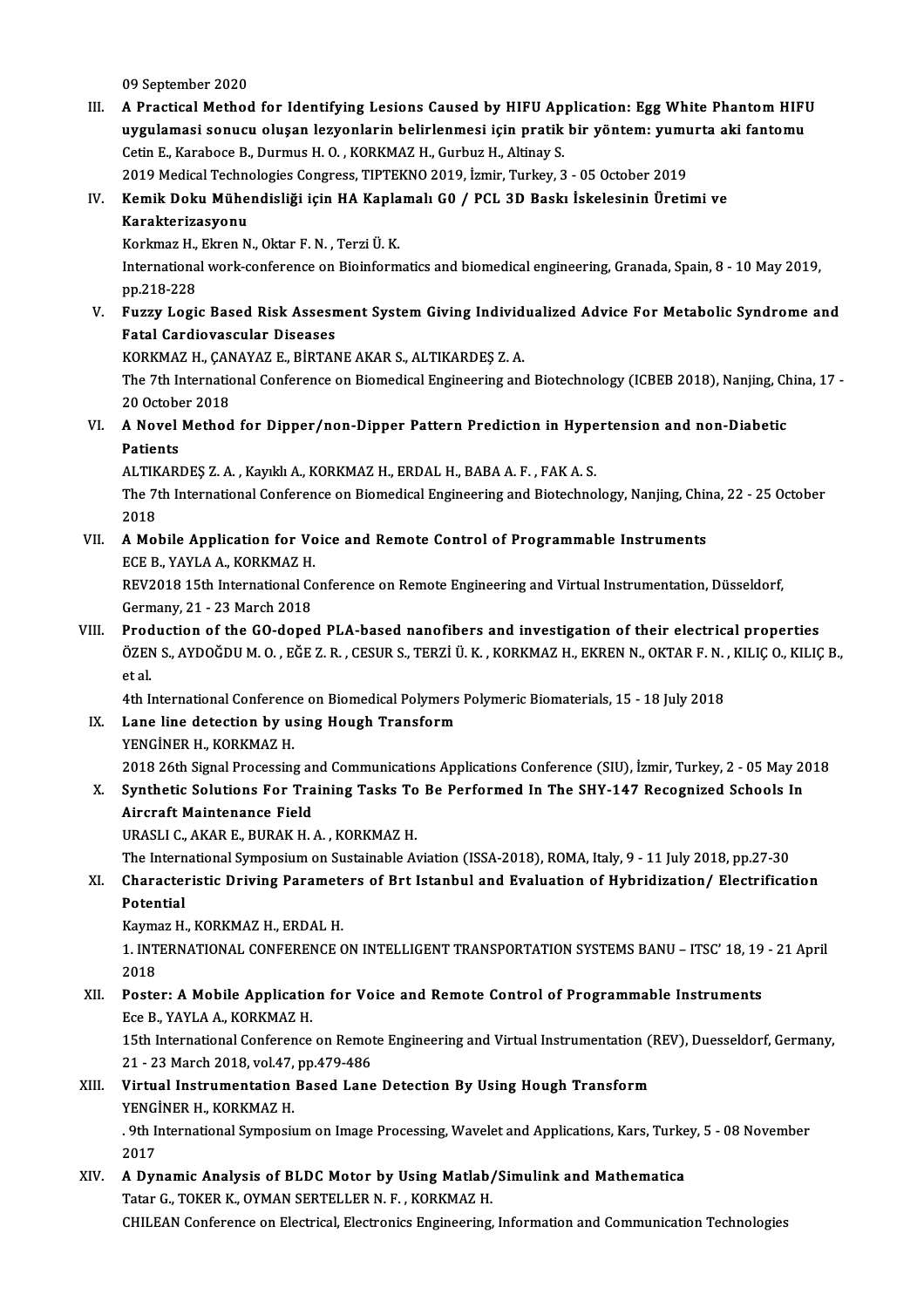09 September 2020

III. **A Practical Method for Identifying Lesions Caused by HIFU Application: Egg White Phantom HIFU uygulamasi sonucu oluşan lezyonlarin belirlenmesi için pratik bir yöntem: yumurta aki fantomu**
Cetin E., Karaboce B., Durmus H. O. , KORKMAZ H., Gurbuz H., Altinay S.
2019 Medical Technologies Congress, TIPTEKNO 2019, İzmir, Turkey, 3 - 05 October 2019

IV. **Kemik Doku Mühendisliği için HA Kaplamalı G0 / PCL 3D Baskı İskelesinin Üretimi ve Karakterizasyonu**
Korkmaz H., Ekren N., Oktar F. N. , Terzi Ü. K.
International work-conference on Bioinformatics and biomedical engineering, Granada, Spain, 8 - 10 May 2019, pp.218-228

V. **Fuzzy Logic Based Risk Assesment System Giving Individualized Advice For Metabolic Syndrome and Fatal Cardiovascular Diseases**
KORKMAZ H., ÇANAYAZ E., BİRTANE AKAR S., ALTIKARDEŞ Z. A.
The 7th International Conference on Biomedical Engineering and Biotechnology (ICBEB 2018), Nanjing, China, 17 - 20 October 2018

VI. **A Novel Method for Dipper/non-Dipper Pattern Prediction in Hypertension and non-Diabetic Patients**
ALTIKARDEŞ Z. A. , Kayıklı A., KORKMAZ H., ERDAL H., BABA A. F. , FAK A. S.
The 7th International Conference on Biomedical Engineering and Biotechnology, Nanjing, China, 22 - 25 October 2018

VII. **A Mobile Application for Voice and Remote Control of Programmable Instruments**
ECE B., YAYLA A., KORKMAZ H.
REV2018 15th International Conference on Remote Engineering and Virtual Instrumentation, Düsseldorf, Germany, 21 - 23 March 2018

VIII. **Production of the GO-doped PLA-based nanofibers and investigation of their electrical properties**
ÖZEN S., AYDOĞDU M. O. , EĞE Z. R. , CESUR S., TERZİ Ü. K. , KORKMAZ H., EKREN N., OKTAR F. N. , KILIÇ O., KILIÇ B., et al.
4th International Conference on Biomedical Polymers Polymeric Biomaterials, 15 - 18 July 2018

IX. **Lane line detection by using Hough Transform**
YENGİNER H., KORKMAZ H.
2018 26th Signal Processing and Communications Applications Conference (SIU), İzmir, Turkey, 2 - 05 May 2018

X. **Synthetic Solutions For Training Tasks To Be Performed In The SHY-147 Recognized Schools In Aircraft Maintenance Field**
URASLI C., AKAR E., BURAK H. A. , KORKMAZ H.
The International Symposium on Sustainable Aviation (ISSA-2018), ROMA, Italy, 9 - 11 July 2018, pp.27-30

XI. **Characteristic Driving Parameters of Brt Istanbul and Evaluation of Hybridization/ Electrification Potential**
Kaymaz H., KORKMAZ H., ERDAL H.
1. INTERNATIONAL CONFERENCE ON INTELLIGENT TRANSPORTATION SYSTEMS BANU – ITSC' 18, 19 - 21 April 2018

XII. **Poster: A Mobile Application for Voice and Remote Control of Programmable Instruments**
Ece B., YAYLA A., KORKMAZ H.
15th International Conference on Remote Engineering and Virtual Instrumentation (REV), Duesseldorf, Germany, 21 - 23 March 2018, vol.47, pp.479-486

XIII. **Virtual Instrumentation Based Lane Detection By Using Hough Transform**
YENGİNER H., KORKMAZ H.
. 9th International Symposium on Image Processing, Wavelet and Applications, Kars, Turkey, 5 - 08 November 2017

XIV. **A Dynamic Analysis of BLDC Motor by Using Matlab/Simulink and Mathematica**
Tatar G., TOKER K., OYMAN SERTELLER N. F. , KORKMAZ H.
CHILEAN Conference on Electrical, Electronics Engineering, Information and Communication Technologies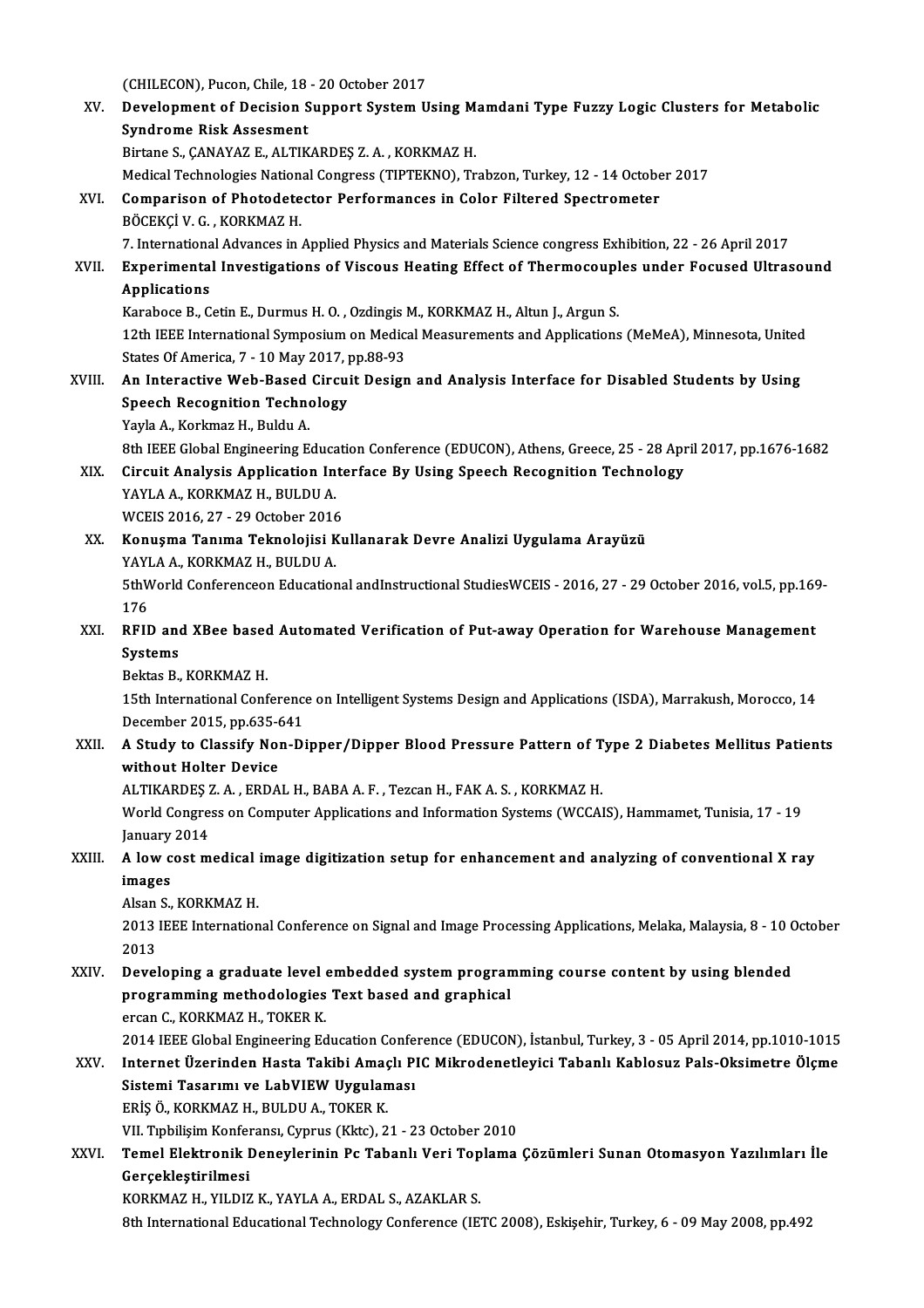(CHILECON), Pucon, Chile, 18 - 20 October 2017

XV. **Development of Decision Support System Using Mamdani Type Fuzzy Logic Clusters for Metabolic Syndrome Risk Assesment**
Birtane S., ÇANAYAZ E., ALTIKARDEŞ Z. A. , KORKMAZ H.
Medical Technologies National Congress (TIPTEKNO), Trabzon, Turkey, 12 - 14 October 2017

XVI. **Comparison of Photodetector Performances in Color Filtered Spectrometer**
BÖCEKÇİ V. G. , KORKMAZ H.
7. International Advances in Applied Physics and Materials Science congress Exhibition, 22 - 26 April 2017

XVII. **Experimental Investigations of Viscous Heating Effect of Thermocouples under Focused Ultrasound Applications**
Karaboce B., Cetin E., Durmus H. O. , Ozdingis M., KORKMAZ H., Altun J., Argun S.
12th IEEE International Symposium on Medical Measurements and Applications (MeMeA), Minnesota, United States Of America, 7 - 10 May 2017, pp.88-93

XVIII. **An Interactive Web-Based Circuit Design and Analysis Interface for Disabled Students by Using Speech Recognition Technology**
Yayla A., Korkmaz H., Buldu A.
8th IEEE Global Engineering Education Conference (EDUCON), Athens, Greece, 25 - 28 April 2017, pp.1676-1682

XIX. **Circuit Analysis Application Interface By Using Speech Recognition Technology**
YAYLA A., KORKMAZ H., BULDU A.
WCEIS 2016, 27 - 29 October 2016

XX. **Konuşma Tanıma Teknolojisi Kullanarak Devre Analizi Uygulama Arayüzü**
YAYLA A., KORKMAZ H., BULDU A.
5thWorld Conferenceon Educational andInstructional StudiesWCEIS - 2016, 27 - 29 October 2016, vol.5, pp.169-176

XXI. **RFID and XBee based Automated Verification of Put-away Operation for Warehouse Management Systems**
Bektas B., KORKMAZ H.
15th International Conference on Intelligent Systems Design and Applications (ISDA), Marrakush, Morocco, 14 December 2015, pp.635-641

XXII. **A Study to Classify Non-Dipper/Dipper Blood Pressure Pattern of Type 2 Diabetes Mellitus Patients without Holter Device**
ALTIKARDEŞ Z. A. , ERDAL H., BABA A. F. , Tezcan H., FAK A. S. , KORKMAZ H.
World Congress on Computer Applications and Information Systems (WCCAIS), Hammamet, Tunisia, 17 - 19 January 2014

XXIII. **A low cost medical image digitization setup for enhancement and analyzing of conventional X ray images**
Alsan S., KORKMAZ H.
2013 IEEE International Conference on Signal and Image Processing Applications, Melaka, Malaysia, 8 - 10 October 2013

XXIV. **Developing a graduate level embedded system programming course content by using blended programming methodologies Text based and graphical**
ercan C., KORKMAZ H., TOKER K.
2014 IEEE Global Engineering Education Conference (EDUCON), İstanbul, Turkey, 3 - 05 April 2014, pp.1010-1015

XXV. **Internet Üzerinden Hasta Takibi Amaçlı PIC Mikrodenetleyici Tabanlı Kablosuz Pals-Oksimetre Ölçme Sistemi Tasarımı ve LabVIEW Uygulaması**
ERİŞ Ö., KORKMAZ H., BULDU A., TOKER K.
VII. Tıpbilişim Konferansı, Cyprus (Kktc), 21 - 23 October 2010

XXVI. **Temel Elektronik Deneylerinin Pc Tabanlı Veri Toplama Çözümleri Sunan Otomasyon Yazılımları İle Gerçekleştirilmesi**
KORKMAZ H., YILDIZ K., YAYLA A., ERDAL S., AZAKLAR S.
8th International Educational Technology Conference (IETC 2008), Eskişehir, Turkey, 6 - 09 May 2008, pp.492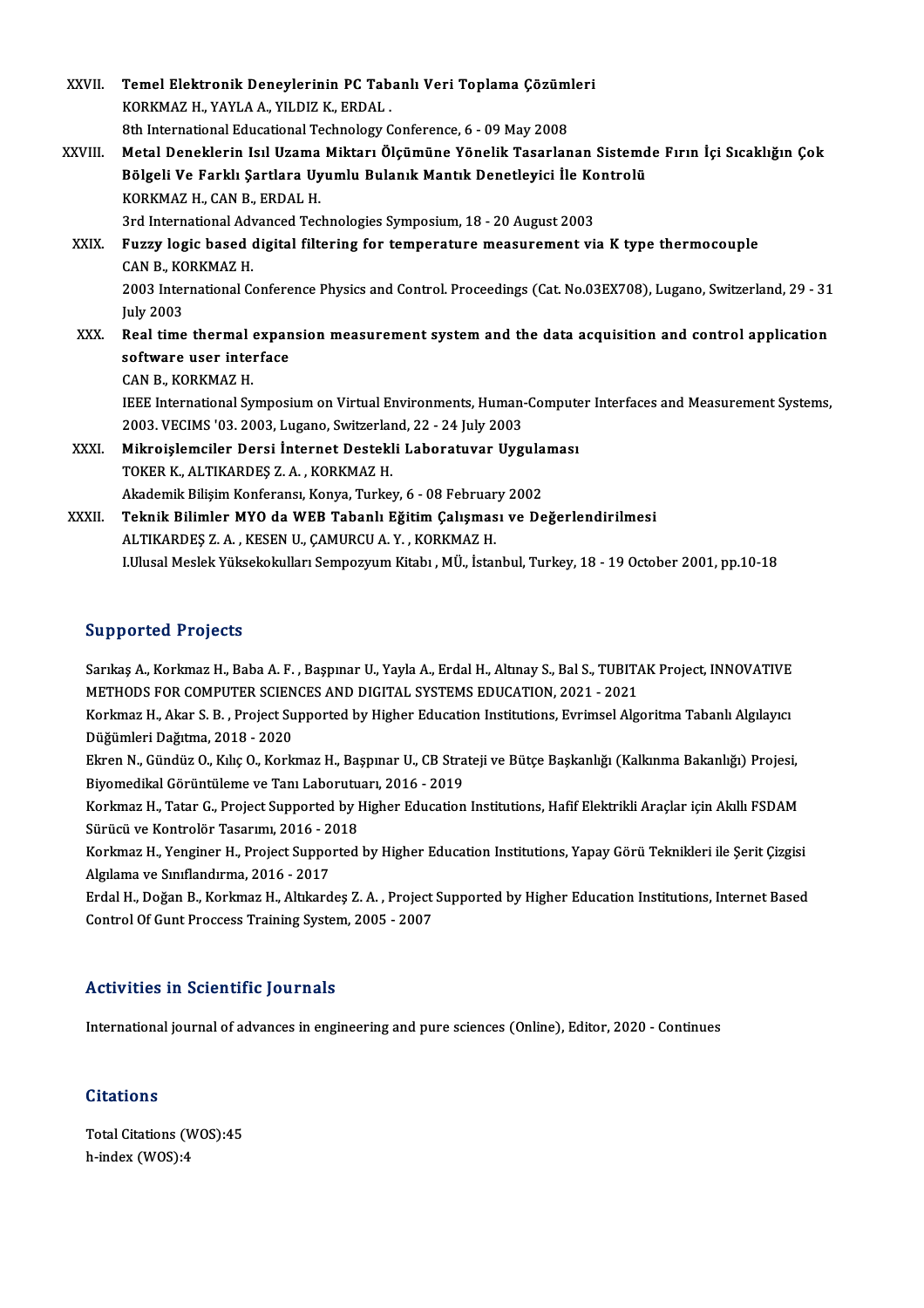XXVII. **Temel Elektronik Deneylerinin PC Tabanlı Veri Toplama Çözümleri**
KORKMAZ H., YAYLA A., YILDIZ K., ERDAL .
8th International Educational Technology Conference, 6 - 09 May 2008

XXVIII. **Metal Deneklerin Isıl Uzama Miktarı Ölçümüne Yönelik Tasarlanan Sistemde Fırın İçi Sıcaklığın Çok Bölgeli Ve Farklı Şartlara Uyumlu Bulanık Mantık Denetleyici İle Kontrolü**
KORKMAZ H., CAN B., ERDAL H.
3rd International Advanced Technologies Symposium, 18 - 20 August 2003

XXIX. **Fuzzy logic based digital filtering for temperature measurement via K type thermocouple**
CAN B., KORKMAZ H.
2003 International Conference Physics and Control. Proceedings (Cat. No.03EX708), Lugano, Switzerland, 29 - 31 July 2003

XXX. **Real time thermal expansion measurement system and the data acquisition and control application software user interface**
CAN B., KORKMAZ H.
IEEE International Symposium on Virtual Environments, Human-Computer Interfaces and Measurement Systems, 2003. VECIMS '03. 2003, Lugano, Switzerland, 22 - 24 July 2003

XXXI. **Mikroişlemciler Dersi İnternet Destekli Laboratuvar Uygulaması**
TOKER K., ALTIKARDEŞ Z. A. , KORKMAZ H.
Akademik Bilişim Konferansı, Konya, Turkey, 6 - 08 February 2002

XXXII. **Teknik Bilimler MYO da WEB Tabanlı Eğitim Çalışması ve Değerlendirilmesi**
ALTIKARDEŞ Z. A. , KESEN U., ÇAMURCU A. Y. , KORKMAZ H.
I.Ulusal Meslek Yüksekokulları Sempozyum Kitabı , MÜ., İstanbul, Turkey, 18 - 19 October 2001, pp.10-18

## Supported Projects

Sarıkaş A., Korkmaz H., Baba A. F. , Başpınar U., Yayla A., Erdal H., Altınay S., Bal S., TUBITAK Project, INNOVATIVE METHODS FOR COMPUTER SCIENCES AND DIGITAL SYSTEMS EDUCATION, 2021 - 2021

Korkmaz H., Akar S. B. , Project Supported by Higher Education Institutions, Evrimsel Algoritma Tabanlı Algılayıcı Düğümleri Dağıtma, 2018 - 2020

Ekren N., Gündüz O., Kılıç O., Korkmaz H., Başpınar U., CB Strateji ve Bütçe Başkanlığı (Kalkınma Bakanlığı) Projesi, Biyomedikal Görüntüleme ve Tanı Laborutuarı, 2016 - 2019

Korkmaz H., Tatar G., Project Supported by Higher Education Institutions, Hafif Elektrikli Araçlar için Akıllı FSDAM Sürücü ve Kontrolör Tasarımı, 2016 - 2018

Korkmaz H., Yenginer H., Project Supported by Higher Education Institutions, Yapay Görü Teknikleri ile Şerit Çizgisi Algılama ve Sınıflandırma, 2016 - 2017

Erdal H., Doğan B., Korkmaz H., Altıkardeş Z. A. , Project Supported by Higher Education Institutions, Internet Based Control Of Gunt Proccess Training System, 2005 - 2007

## Activities in Scientific Journals

International journal of advances in engineering and pure sciences (Online), Editor, 2020 - Continues

## Citations

Total Citations (WOS):45
h-index (WOS):4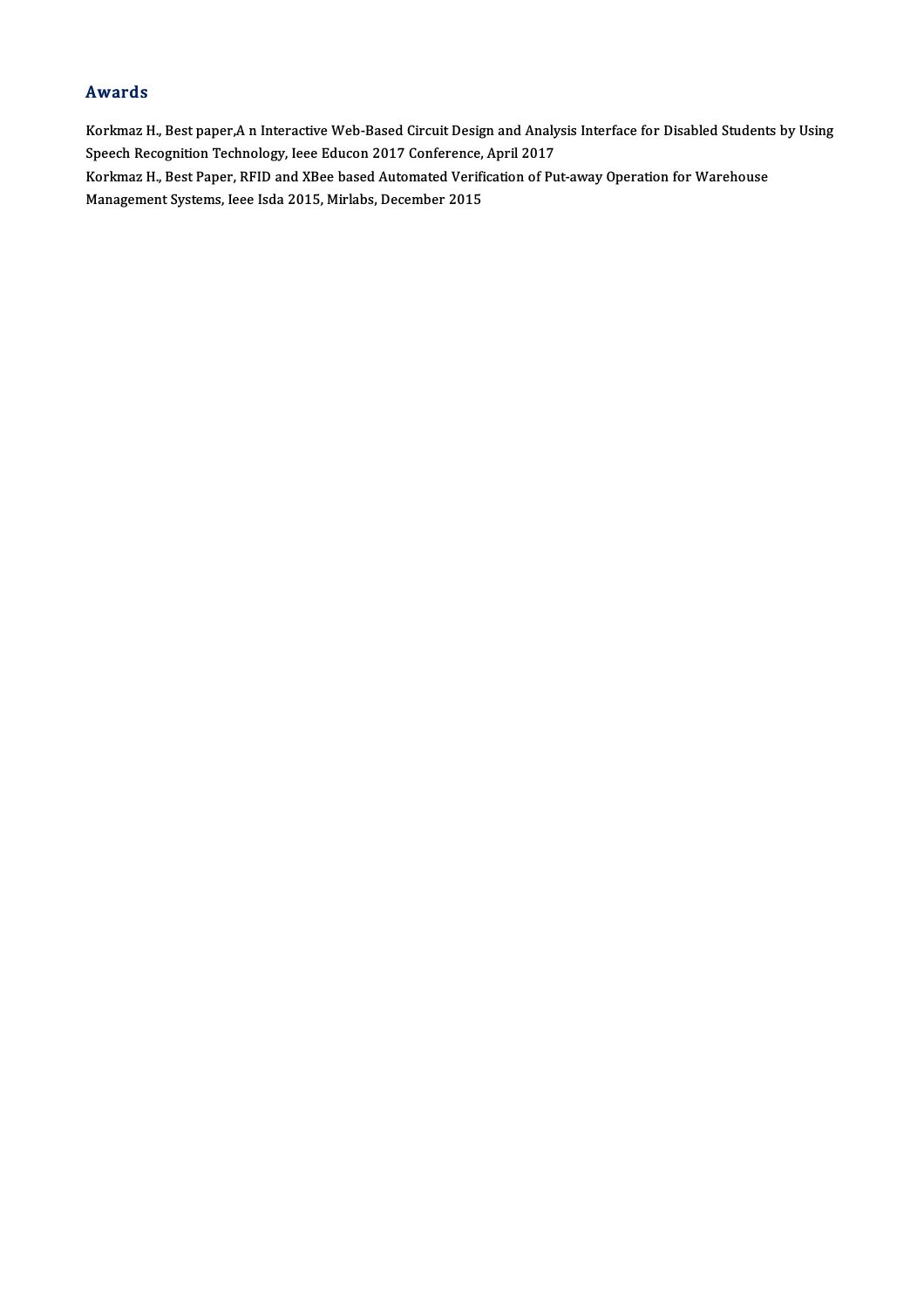## Awards

Korkmaz H., Best paper,A n Interactive Web-Based Circuit Design and Analysis Interface for Disabled Students by Using Speech Recognition Technology, Ieee Educon 2017 Conference, April 2017

Korkmaz H., Best Paper, RFID and XBee based Automated Verification of Put-away Operation for Warehouse Management Systems, Ieee Isda 2015, Mirlabs, December 2015